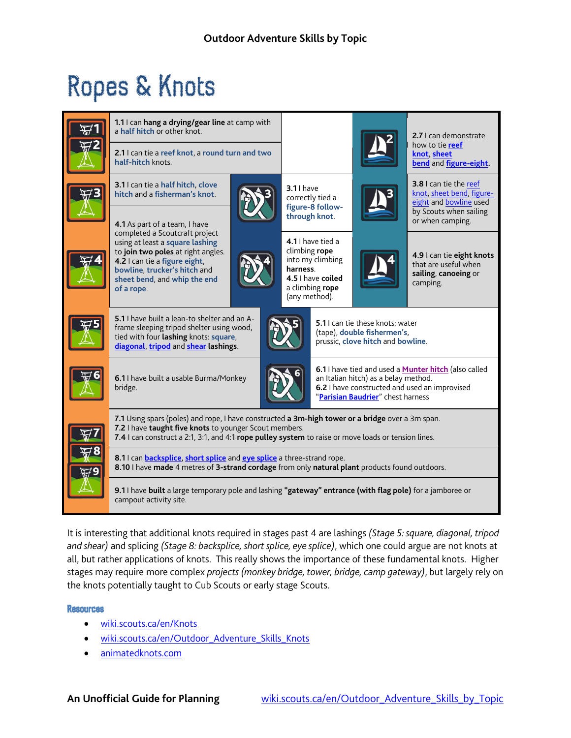# Ropes & Knots

| Stage | Camping Skills | Vertical Skills | Sailing Skills |
|---|---|---|---|
| 1 | **1.1** I can **hang a drying/gear line** at camp with a half hitch or other knot. | | |
| 2 | **2.1** I can tie a reef knot, a round turn and two half-hitch knots. | | **2.7** I can demonstrate how to tie reef knot, sheet bend and figure-eight. |
| 3 | **3.1** I can tie a half hitch, clove hitch and a fisherman's knot. | **3.1** I have correctly tied a figure-8 follow-through knot. | **3.8** I can tie the reef knot, sheet bend, figure-eight and bowline used by Scouts when sailing or when camping. |
| 4 | **4.1** As part of a team, I have completed a Scoutcraft project using at least a square lashing to **join two poles** at right angles. **4.2** I can tie a figure eight, bowline, trucker's hitch and sheet bend, and whip the end of a rope. | **4.1** I have tied a climbing **rope** into my climbing **harness**. **4.5** I have **coiled** a climbing **rope** (any method). | **4.9** I can tie **eight knots** that are useful when **sailing**, **canoeing** or camping. |
| 5 | **5.1** I have built a lean-to shelter and an A-frame sleeping tripod shelter using wood, tied with four **lashing** knots: square, diagonal, tripod and shear lashings. | **5.1** I can tie these knots: water (tape), double fishermen's, prussic, clove hitch and bowline. | |
| 6 | **6.1** I have built a usable Burma/Monkey bridge. | **6.1** I have tied and used a Munter hitch (also called an Italian hitch) as a belay method. **6.2** I have constructed and used an improvised "Parisian Baudrier" chest harness | |
| 7 | **7.1** Using spars (poles) and rope, I have constructed **a 3m-high tower or a bridge** over a 3m span. **7.2** I have **taught five knots** to younger Scout members. **7.4** I can construct a 2:1, 3:1, and 4:1 **rope pulley system** to raise or move loads or tension lines. | | |
| 8 | **8.1** I can backsplice, short splice and eye splice a three-strand rope. **8.10** I have **made** 4 metres of **3-strand cordage** from only **natural plant** products found outdoors. | | |
| 9 | **9.1** I have **built** a large temporary pole and lashing **"gateway" entrance (with flag pole)** for a jamboree or campout activity site. | | |

It is interesting that additional knots required in stages past 4 are lashings *(Stage 5: square, diagonal, tripod and shear)* and splicing *(Stage 8: backsplice, short splice, eye splice)*, which one could argue are not knots at all, but rather applications of knots. This really shows the importance of these fundamental knots. Higher stages may require more complex *projects (monkey bridge, tower, bridge, camp gateway)*, but largely rely on the knots potentially taught to Cub Scouts or early stage Scouts.

## Resources

- wiki.scouts.ca/en/Knots
- wiki.scouts.ca/en/Outdoor_Adventure_Skills_Knots
- animatedknots.com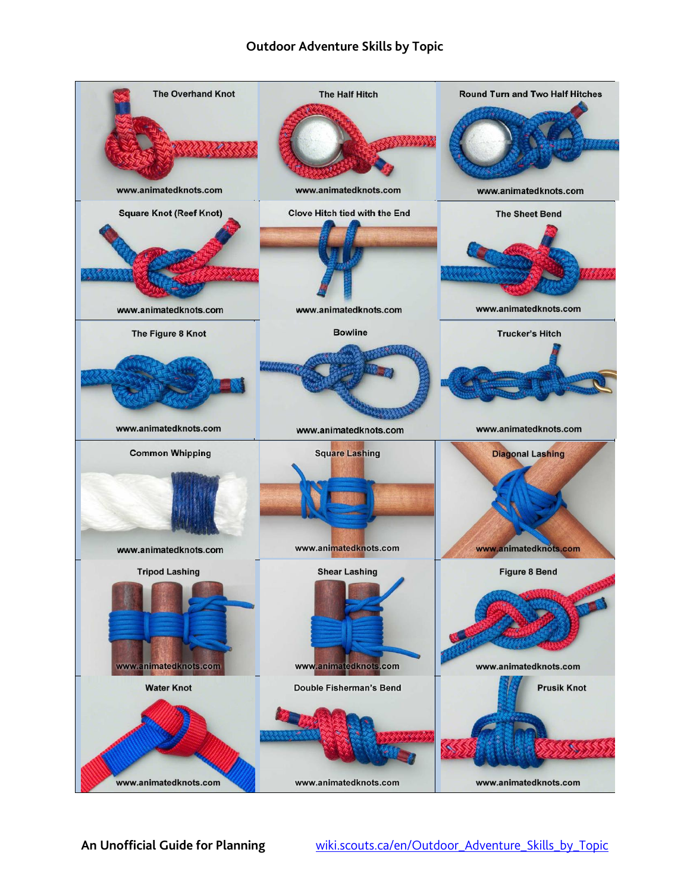# Outdoor Adventure Skills by Topic

| | | |
|---|---|---|
| The Overhand Knot<br>www.animatedknots.com | The Half Hitch<br>www.animatedknots.com | Round Turn and Two Half Hitches<br>www.animatedknots.com |
| Square Knot (Reef Knot)<br>www.animatedknots.com | Clove Hitch tied with the End<br>www.animatedknots.com | The Sheet Bend<br>www.animatedknots.com |
| The Figure 8 Knot<br>www.animatedknots.com | Bowline<br>www.animatedknots.com | Trucker's Hitch<br>www.animatedknots.com |
| Common Whipping<br>www.animatedknots.com | Square Lashing<br>www.animatedknots.com | Diagonal Lashing<br>www.animatedknots.com |
| Tripod Lashing<br>www.animatedknots.com | Shear Lashing<br>www.animatedknots.com | Figure 8 Bend<br>www.animatedknots.com |
| Water Knot<br>www.animatedknots.com | Double Fisherman's Bend<br>www.animatedknots.com | Prusik Knot<br>www.animatedknots.com |

**An Unofficial Guide for Planning** wiki.scouts.ca/en/Outdoor_Adventure_Skills_by_Topic